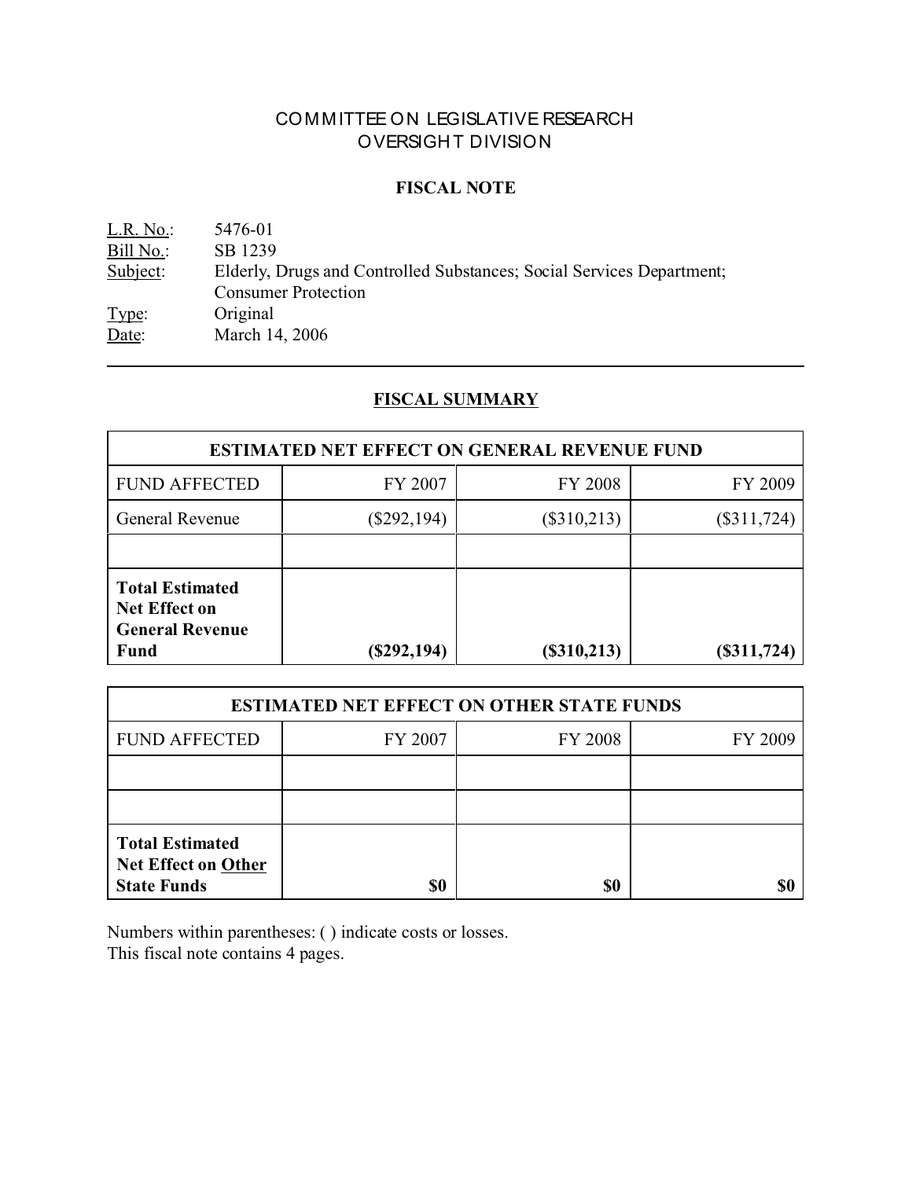# COMMITTEE ON LEGISLATIVE RESEARCH
# OVERSIGHT DIVISION

## FISCAL NOTE

L.R. No.: 5476-01
Bill No.: SB 1239
Subject: Elderly, Drugs and Controlled Substances; Social Services Department; Consumer Protection
Type: Original
Date: March 14, 2006

---

## FISCAL SUMMARY

| ESTIMATED NET EFFECT ON GENERAL REVENUE FUND | | | |
|---|---|---|---|
| FUND AFFECTED | FY 2007 | FY 2008 | FY 2009 |
| General Revenue | ($292,194) | ($310,213) | ($311,724) |
| | | | |
| **Total Estimated Net Effect on General Revenue Fund** | **($292,194)** | **($310,213)** | **($311,724)** |

| ESTIMATED NET EFFECT ON OTHER STATE FUNDS | | | |
|---|---|---|---|
| FUND AFFECTED | FY 2007 | FY 2008 | FY 2009 |
| | | | |
| | | | |
| **Total Estimated Net Effect on Other State Funds** | **$0** | **$0** | **$0** |

Numbers within parentheses: ( ) indicate costs or losses.
This fiscal note contains 4 pages.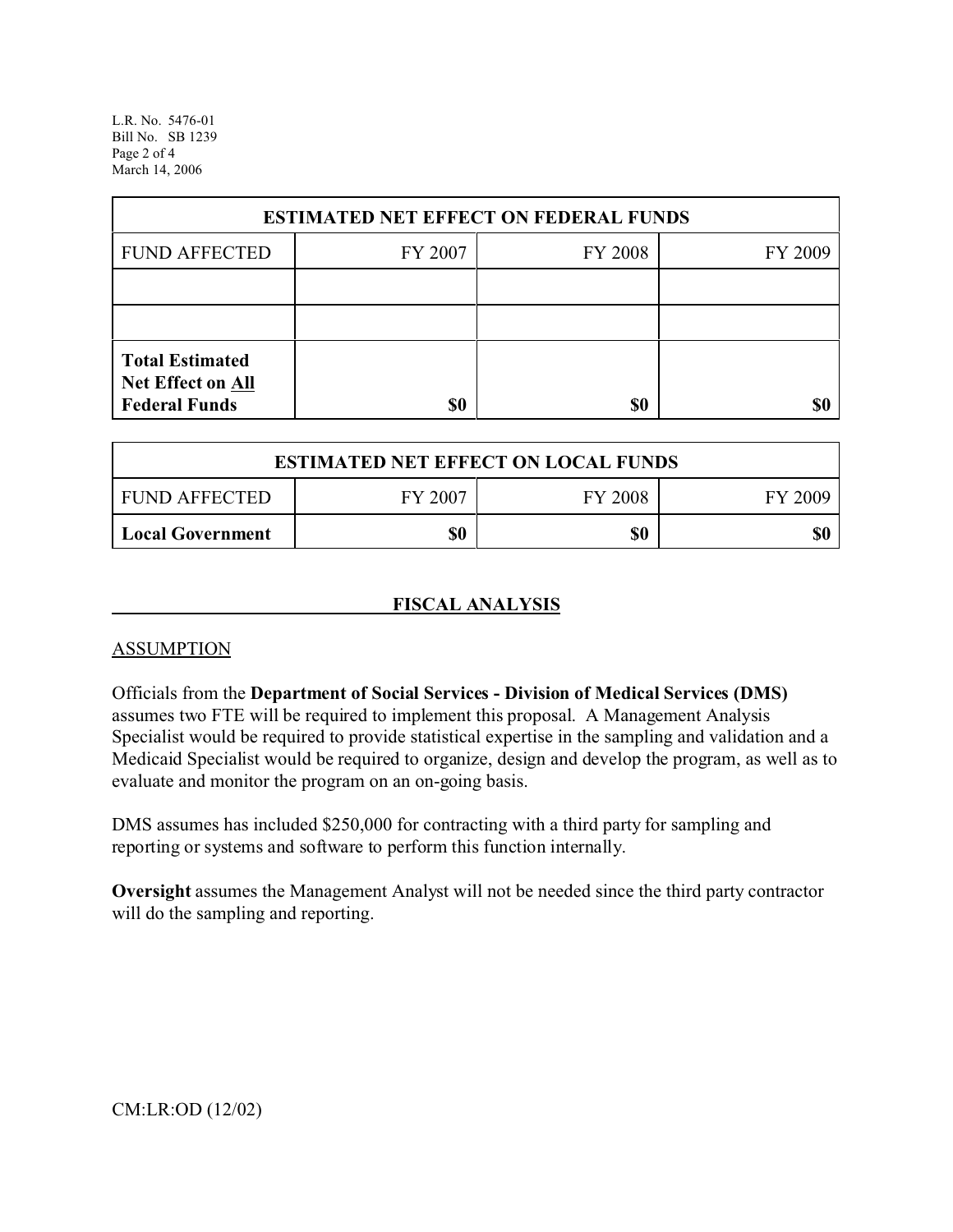| ESTIMATED NET EFFECT ON FEDERAL FUNDS | | | |
|---|---|---|---|
| FUND AFFECTED | FY 2007 | FY 2008 | FY 2009 |
| | | | |
| | | | |
| **Total Estimated Net Effect on All Federal Funds** | **$0** | **$0** | **$0** |

| ESTIMATED NET EFFECT ON LOCAL FUNDS | | | |
|---|---|---|---|
| FUND AFFECTED | FY 2007 | FY 2008 | FY 2009 |
| **Local Government** | **$0** | **$0** | **$0** |

## FISCAL ANALYSIS

### ASSUMPTION

Officials from the **Department of Social Services - Division of Medical Services (DMS)** assumes two FTE will be required to implement this proposal. A Management Analysis Specialist would be required to provide statistical expertise in the sampling and validation and a Medicaid Specialist would be required to organize, design and develop the program, as well as to evaluate and monitor the program on an on-going basis.

DMS assumes has included $250,000 for contracting with a third party for sampling and reporting or systems and software to perform this function internally.

**Oversight** assumes the Management Analyst will not be needed since the third party contractor will do the sampling and reporting.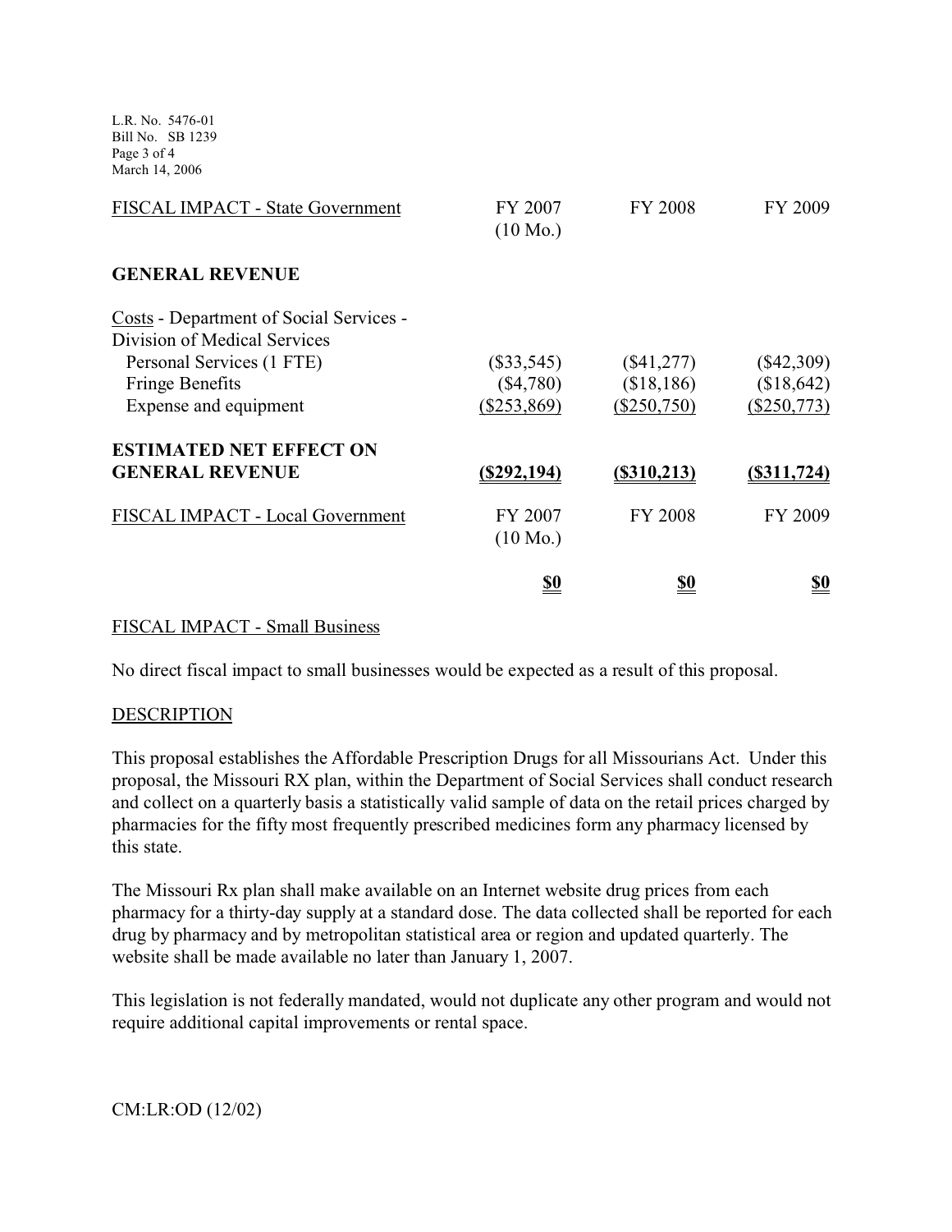| FISCAL IMPACT - State Government | FY 2007 (10 Mo.) | FY 2008 | FY 2009 |
|---|---|---|---|
| **GENERAL REVENUE** | | | |
| Costs - Department of Social Services - Division of Medical Services | | | |
| Personal Services (1 FTE) | ($33,545) | ($41,277) | ($42,309) |
| Fringe Benefits | ($4,780) | ($18,186) | ($18,642) |
| Expense and equipment | ($253,869) | ($250,750) | ($250,773) |
| **ESTIMATED NET EFFECT ON GENERAL REVENUE** | **($292,194)** | **($310,213)** | **($311,724)** |

| FISCAL IMPACT - Local Government | FY 2007 (10 Mo.) | FY 2008 | FY 2009 |
|---|---|---|---|
| | **$0** | **$0** | **$0** |

FISCAL IMPACT - Small Business

No direct fiscal impact to small businesses would be expected as a result of this proposal.

DESCRIPTION

This proposal establishes the Affordable Prescription Drugs for all Missourians Act. Under this proposal, the Missouri RX plan, within the Department of Social Services shall conduct research and collect on a quarterly basis a statistically valid sample of data on the retail prices charged by pharmacies for the fifty most frequently prescribed medicines form any pharmacy licensed by this state.

The Missouri Rx plan shall make available on an Internet website drug prices from each pharmacy for a thirty-day supply at a standard dose. The data collected shall be reported for each drug by pharmacy and by metropolitan statistical area or region and updated quarterly. The website shall be made available no later than January 1, 2007.

This legislation is not federally mandated, would not duplicate any other program and would not require additional capital improvements or rental space.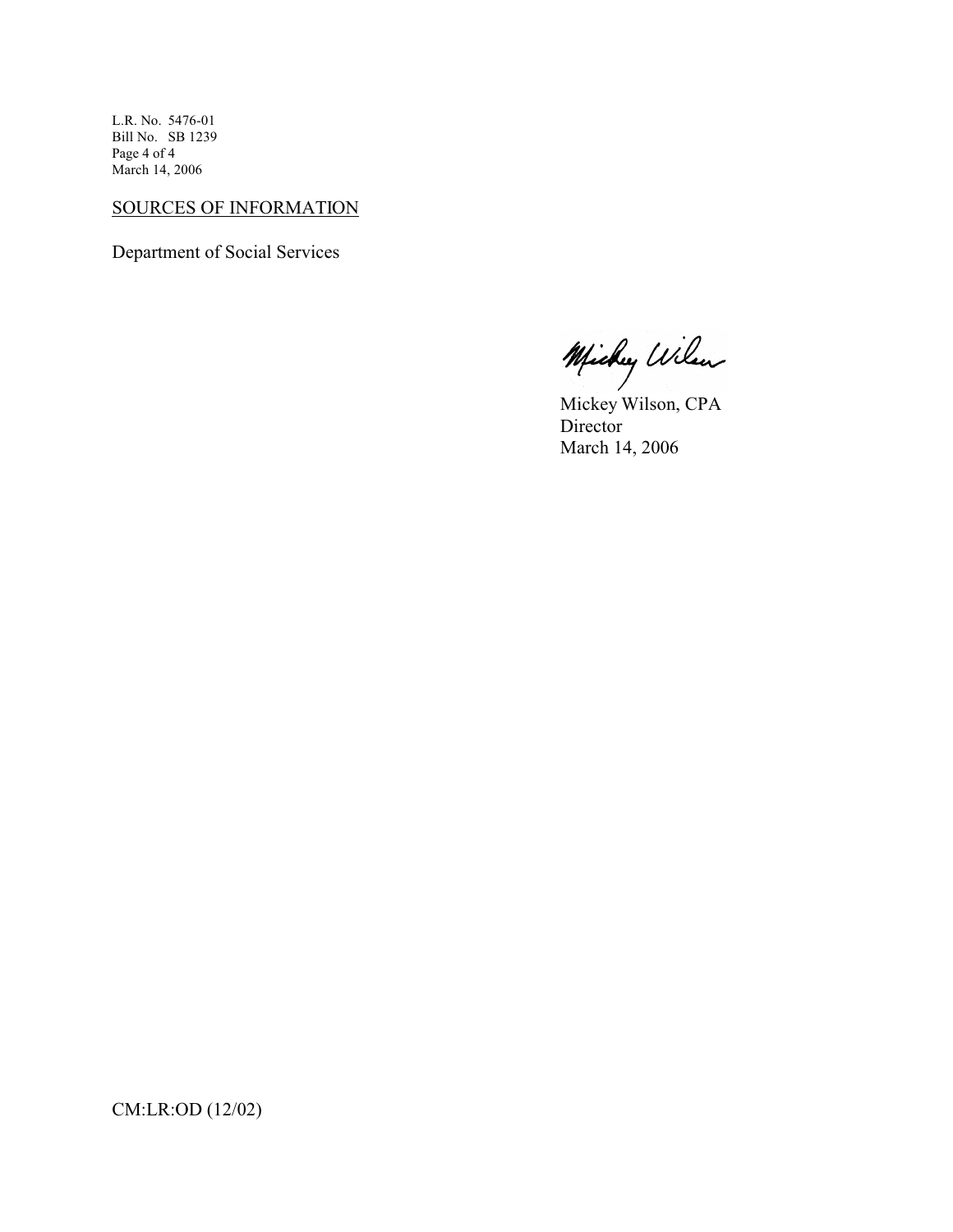SOURCES OF INFORMATION

Department of Social Services

Mickey Wilson, CPA
Director
March 14, 2006

CM:LR:OD (12/02)